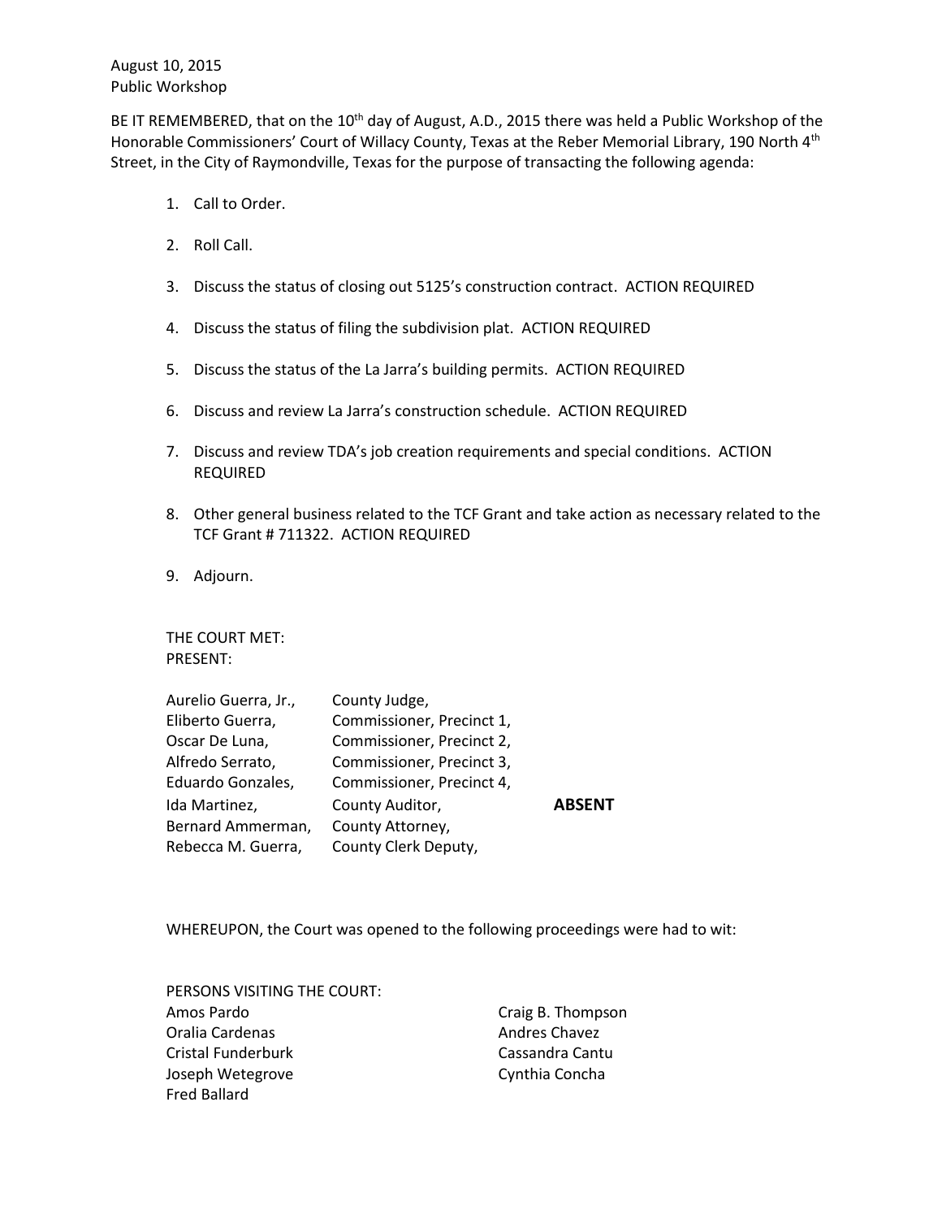August 10, 2015
Public Workshop

BE IT REMEMBERED, that on the 10th day of August, A.D., 2015 there was held a Public Workshop of the Honorable Commissioners' Court of Willacy County, Texas at the Reber Memorial Library, 190 North 4th Street, in the City of Raymondville, Texas for the purpose of transacting the following agenda:

1. Call to Order.
2. Roll Call.
3. Discuss the status of closing out 5125's construction contract. ACTION REQUIRED
4. Discuss the status of filing the subdivision plat. ACTION REQUIRED
5. Discuss the status of the La Jarra's building permits. ACTION REQUIRED
6. Discuss and review La Jarra's construction schedule. ACTION REQUIRED
7. Discuss and review TDA's job creation requirements and special conditions. ACTION REQUIRED
8. Other general business related to the TCF Grant and take action as necessary related to the TCF Grant # 711322. ACTION REQUIRED
9. Adjourn.

THE COURT MET:
PRESENT:

| | | |
|---|---|---|
| Aurelio Guerra, Jr., | County Judge, | |
| Eliberto Guerra, | Commissioner, Precinct 1, | |
| Oscar De Luna, | Commissioner, Precinct 2, | |
| Alfredo Serrato, | Commissioner, Precinct 3, | |
| Eduardo Gonzales, | Commissioner, Precinct 4, | |
| Ida Martinez, | County Auditor, | **ABSENT** |
| Bernard Ammerman, | County Attorney, | |
| Rebecca M. Guerra, | County Clerk Deputy, | |

WHEREUPON, the Court was opened to the following proceedings were had to wit:

PERSONS VISITING THE COURT:

Amos Pardo
Oralia Cardenas
Cristal Funderburk
Joseph Wetegrove
Fred Ballard
Craig B. Thompson
Andres Chavez
Cassandra Cantu
Cynthia Concha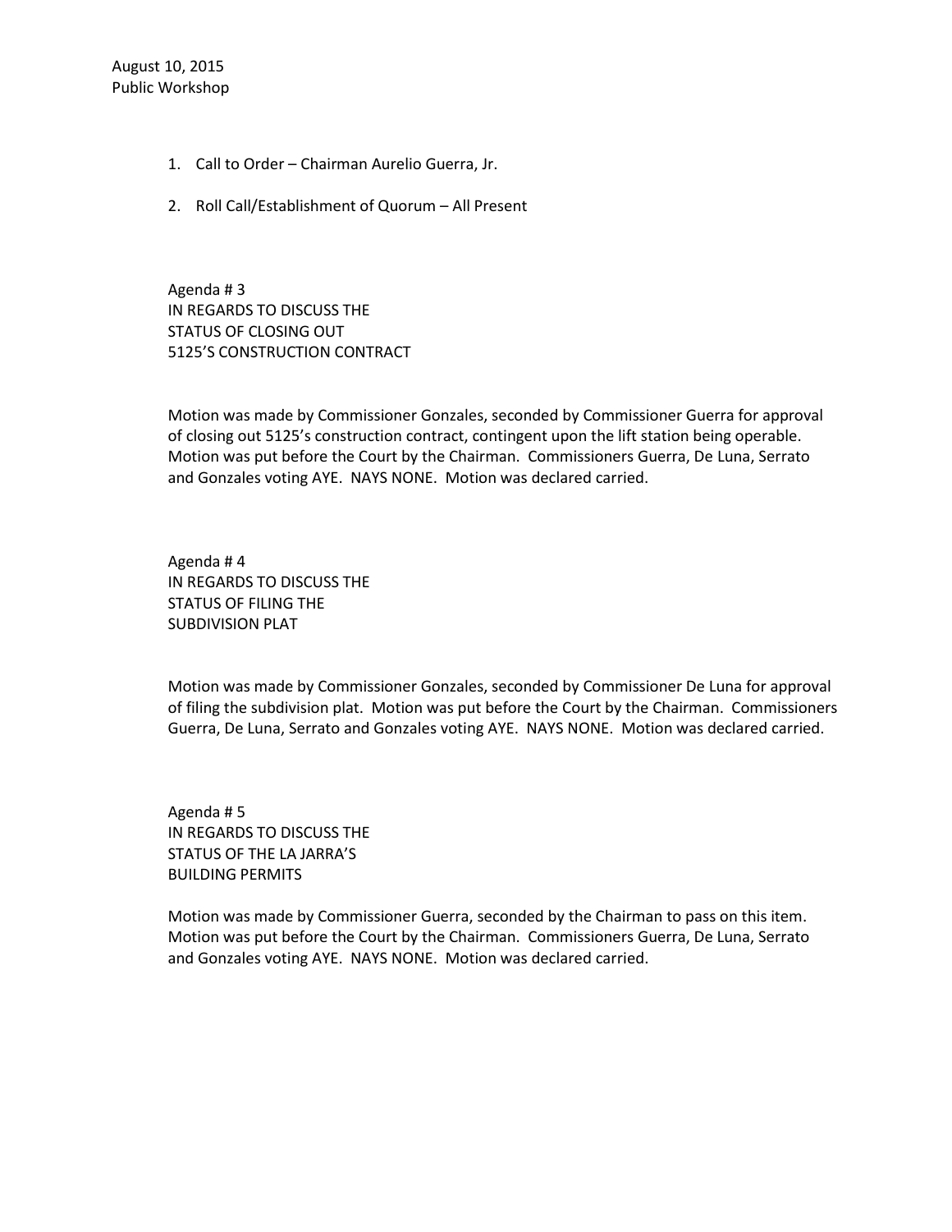August 10, 2015
Public Workshop

1. Call to Order – Chairman Aurelio Guerra, Jr.

2. Roll Call/Establishment of Quorum – All Present

Agenda # 3
IN REGARDS TO DISCUSS THE
STATUS OF CLOSING OUT
5125'S CONSTRUCTION CONTRACT

Motion was made by Commissioner Gonzales, seconded by Commissioner Guerra for approval of closing out 5125's construction contract, contingent upon the lift station being operable. Motion was put before the Court by the Chairman. Commissioners Guerra, De Luna, Serrato and Gonzales voting AYE. NAYS NONE. Motion was declared carried.

Agenda # 4
IN REGARDS TO DISCUSS THE
STATUS OF FILING THE
SUBDIVISION PLAT

Motion was made by Commissioner Gonzales, seconded by Commissioner De Luna for approval of filing the subdivision plat. Motion was put before the Court by the Chairman. Commissioners Guerra, De Luna, Serrato and Gonzales voting AYE. NAYS NONE. Motion was declared carried.

Agenda # 5
IN REGARDS TO DISCUSS THE
STATUS OF THE LA JARRA'S
BUILDING PERMITS

Motion was made by Commissioner Guerra, seconded by the Chairman to pass on this item. Motion was put before the Court by the Chairman. Commissioners Guerra, De Luna, Serrato and Gonzales voting AYE. NAYS NONE. Motion was declared carried.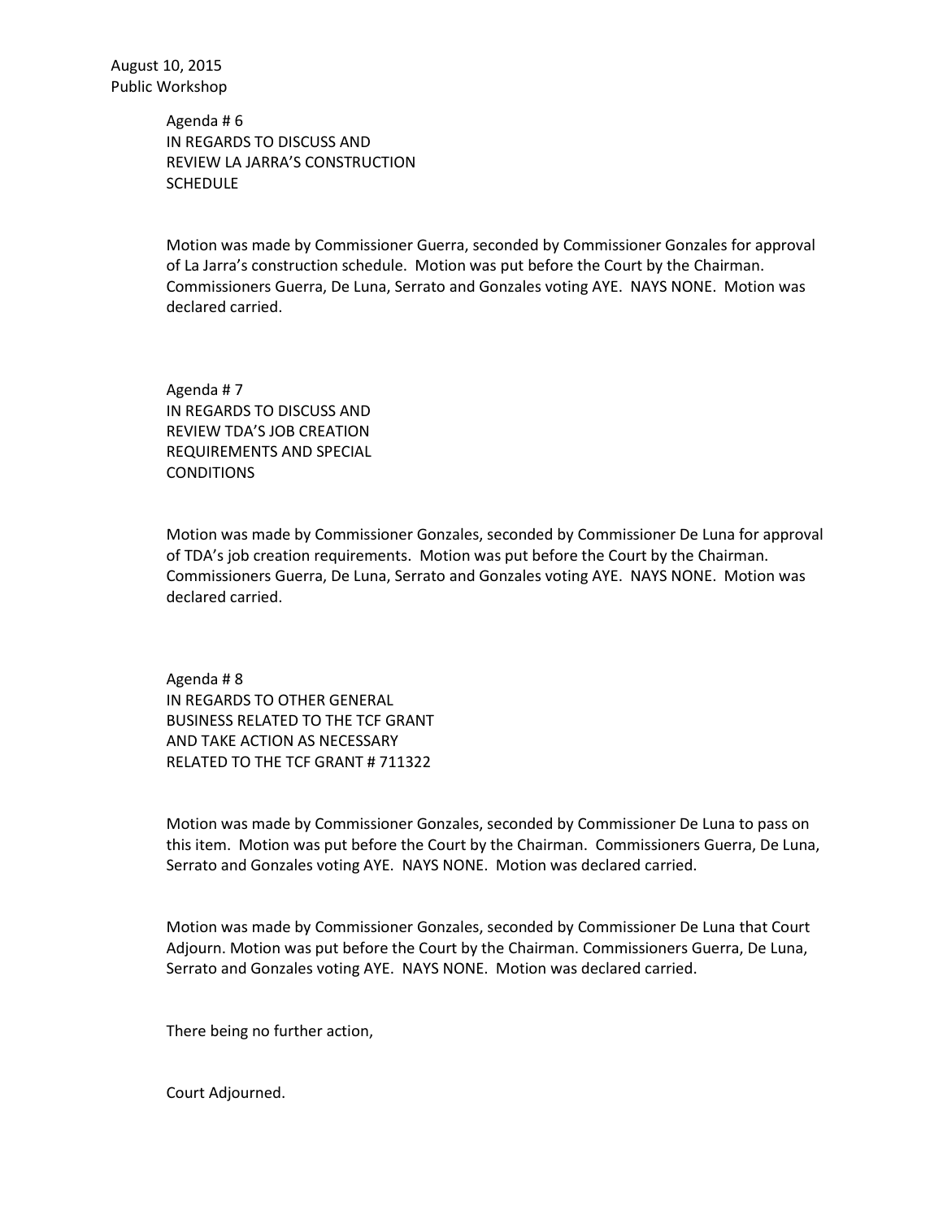August 10, 2015
Public Workshop

Agenda # 6
IN REGARDS TO DISCUSS AND
REVIEW LA JARRA'S CONSTRUCTION
SCHEDULE

Motion was made by Commissioner Guerra, seconded by Commissioner Gonzales for approval of La Jarra's construction schedule. Motion was put before the Court by the Chairman. Commissioners Guerra, De Luna, Serrato and Gonzales voting AYE. NAYS NONE. Motion was declared carried.

Agenda # 7
IN REGARDS TO DISCUSS AND
REVIEW TDA'S JOB CREATION
REQUIREMENTS AND SPECIAL
CONDITIONS

Motion was made by Commissioner Gonzales, seconded by Commissioner De Luna for approval of TDA's job creation requirements. Motion was put before the Court by the Chairman. Commissioners Guerra, De Luna, Serrato and Gonzales voting AYE. NAYS NONE. Motion was declared carried.

Agenda # 8
IN REGARDS TO OTHER GENERAL
BUSINESS RELATED TO THE TCF GRANT
AND TAKE ACTION AS NECESSARY
RELATED TO THE TCF GRANT # 711322

Motion was made by Commissioner Gonzales, seconded by Commissioner De Luna to pass on this item. Motion was put before the Court by the Chairman. Commissioners Guerra, De Luna, Serrato and Gonzales voting AYE. NAYS NONE. Motion was declared carried.

Motion was made by Commissioner Gonzales, seconded by Commissioner De Luna that Court Adjourn. Motion was put before the Court by the Chairman. Commissioners Guerra, De Luna, Serrato and Gonzales voting AYE. NAYS NONE. Motion was declared carried.

There being no further action,

Court Adjourned.